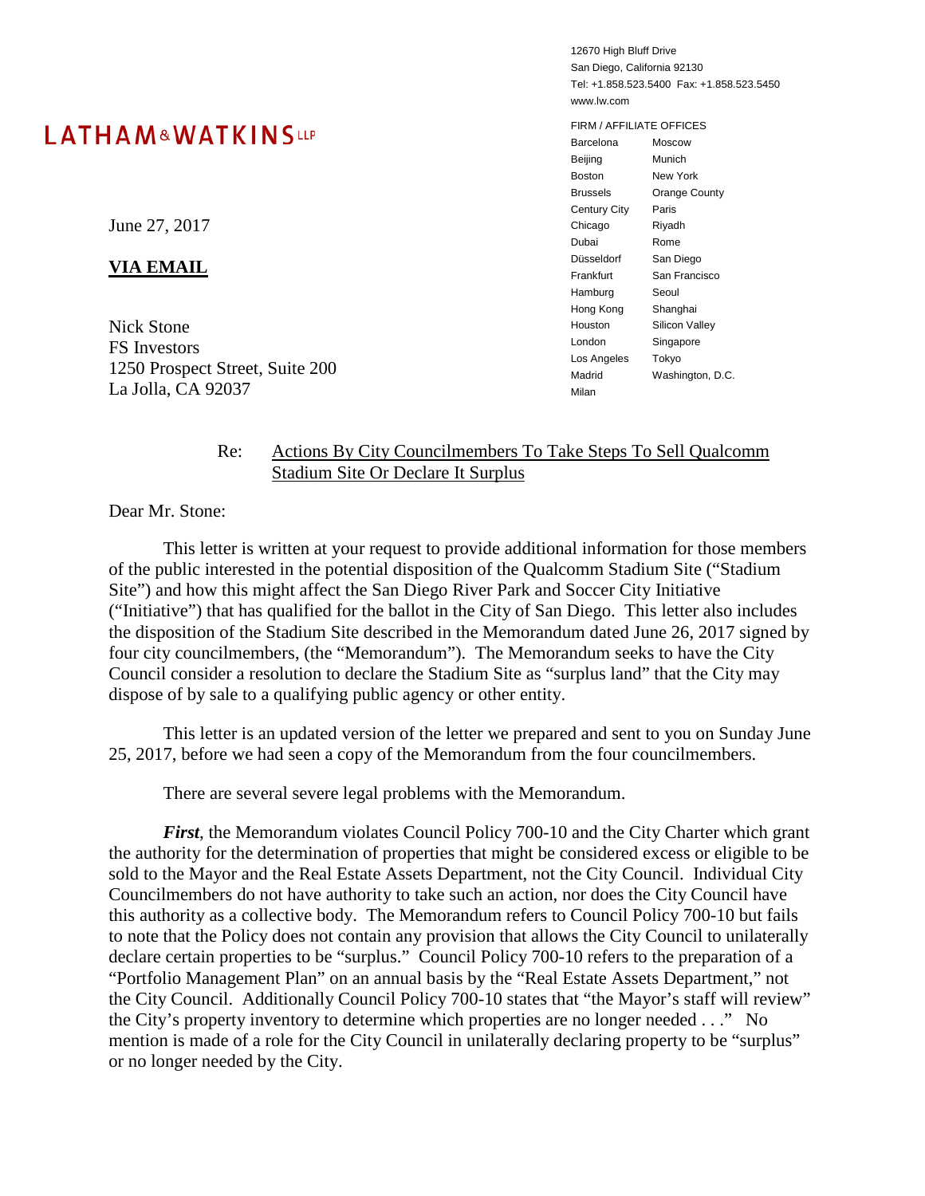LATHAM & WATKINS LLP

12670 High Bluff Drive
San Diego, California 92130
Tel: +1.858.523.5400 Fax: +1.858.523.5450
www.lw.com

FIRM / AFFILIATE OFFICES

| | |
|---|---|
| Barcelona | Moscow |
| Beijing | Munich |
| Boston | New York |
| Brussels | Orange County |
| Century City | Paris |
| Chicago | Riyadh |
| Dubai | Rome |
| Düsseldorf | San Diego |
| Frankfurt | San Francisco |
| Hamburg | Seoul |
| Hong Kong | Shanghai |
| Houston | Silicon Valley |
| London | Singapore |
| Los Angeles | Tokyo |
| Madrid | Washington, D.C. |
| Milan | |

June 27, 2017

**VIA EMAIL**

Nick Stone
FS Investors
1250 Prospect Street, Suite 200
La Jolla, CA 92037

Re: Actions By City Councilmembers To Take Steps To Sell Qualcomm Stadium Site Or Declare It Surplus

Dear Mr. Stone:

This letter is written at your request to provide additional information for those members of the public interested in the potential disposition of the Qualcomm Stadium Site ("Stadium Site") and how this might affect the San Diego River Park and Soccer City Initiative ("Initiative") that has qualified for the ballot in the City of San Diego. This letter also includes the disposition of the Stadium Site described in the Memorandum dated June 26, 2017 signed by four city councilmembers, (the "Memorandum"). The Memorandum seeks to have the City Council consider a resolution to declare the Stadium Site as "surplus land" that the City may dispose of by sale to a qualifying public agency or other entity.

This letter is an updated version of the letter we prepared and sent to you on Sunday June 25, 2017, before we had seen a copy of the Memorandum from the four councilmembers.

There are several severe legal problems with the Memorandum.

***First***, the Memorandum violates Council Policy 700-10 and the City Charter which grant the authority for the determination of properties that might be considered excess or eligible to be sold to the Mayor and the Real Estate Assets Department, not the City Council. Individual City Councilmembers do not have authority to take such an action, nor does the City Council have this authority as a collective body. The Memorandum refers to Council Policy 700-10 but fails to note that the Policy does not contain any provision that allows the City Council to unilaterally declare certain properties to be "surplus." Council Policy 700-10 refers to the preparation of a "Portfolio Management Plan" on an annual basis by the "Real Estate Assets Department," not the City Council. Additionally Council Policy 700-10 states that "the Mayor's staff will review" the City's property inventory to determine which properties are no longer needed . . ." No mention is made of a role for the City Council in unilaterally declaring property to be "surplus" or no longer needed by the City.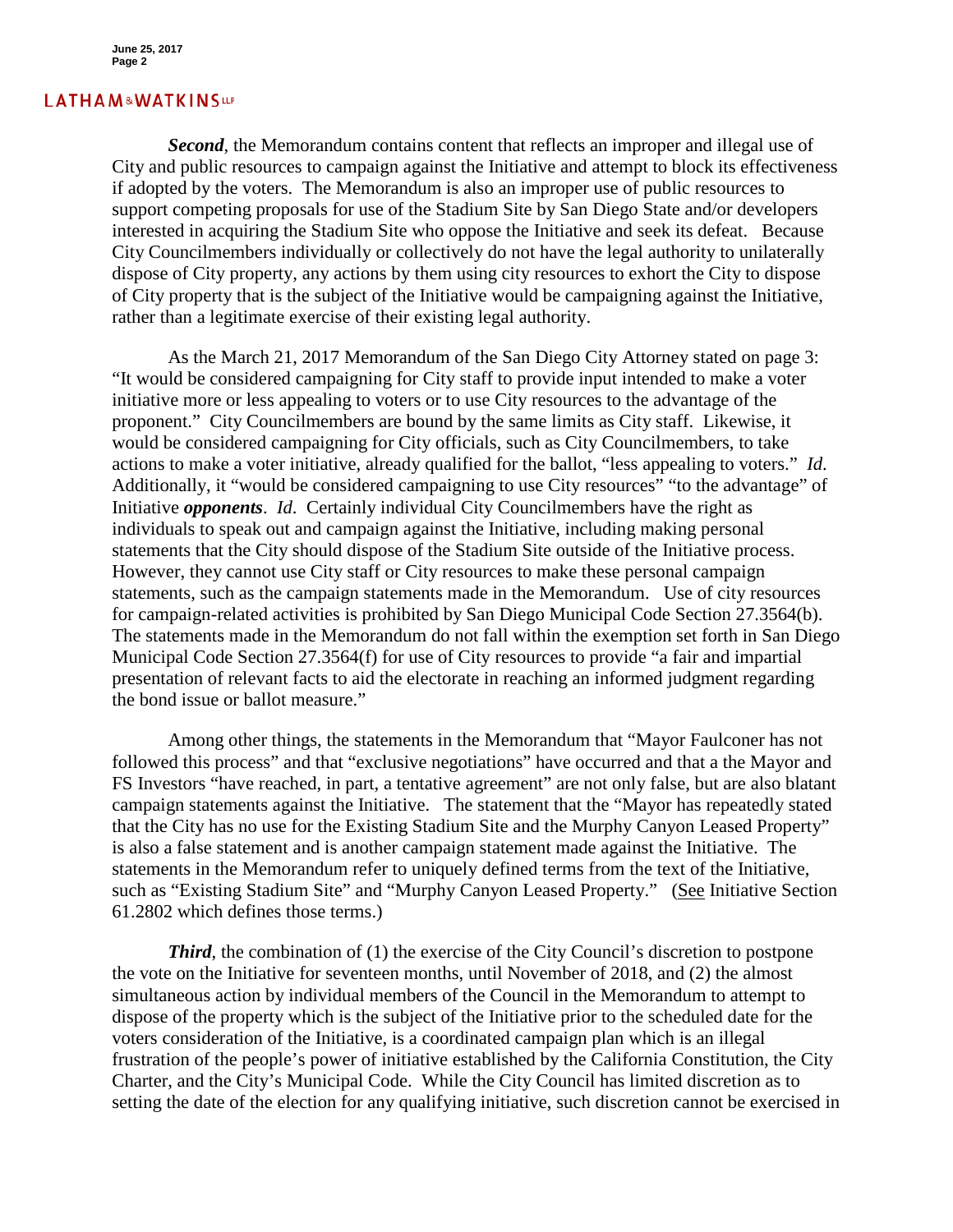***Second***, the Memorandum contains content that reflects an improper and illegal use of City and public resources to campaign against the Initiative and attempt to block its effectiveness if adopted by the voters. The Memorandum is also an improper use of public resources to support competing proposals for use of the Stadium Site by San Diego State and/or developers interested in acquiring the Stadium Site who oppose the Initiative and seek its defeat. Because City Councilmembers individually or collectively do not have the legal authority to unilaterally dispose of City property, any actions by them using city resources to exhort the City to dispose of City property that is the subject of the Initiative would be campaigning against the Initiative, rather than a legitimate exercise of their existing legal authority.

As the March 21, 2017 Memorandum of the San Diego City Attorney stated on page 3: "It would be considered campaigning for City staff to provide input intended to make a voter initiative more or less appealing to voters or to use City resources to the advantage of the proponent." City Councilmembers are bound by the same limits as City staff. Likewise, it would be considered campaigning for City officials, such as City Councilmembers, to take actions to make a voter initiative, already qualified for the ballot, "less appealing to voters." *Id*. Additionally, it "would be considered campaigning to use City resources" "to the advantage" of Initiative ***opponents***. *Id*. Certainly individual City Councilmembers have the right as individuals to speak out and campaign against the Initiative, including making personal statements that the City should dispose of the Stadium Site outside of the Initiative process. However, they cannot use City staff or City resources to make these personal campaign statements, such as the campaign statements made in the Memorandum. Use of city resources for campaign-related activities is prohibited by San Diego Municipal Code Section 27.3564(b). The statements made in the Memorandum do not fall within the exemption set forth in San Diego Municipal Code Section 27.3564(f) for use of City resources to provide "a fair and impartial presentation of relevant facts to aid the electorate in reaching an informed judgment regarding the bond issue or ballot measure."

Among other things, the statements in the Memorandum that "Mayor Faulconer has not followed this process" and that "exclusive negotiations" have occurred and that a the Mayor and FS Investors "have reached, in part, a tentative agreement" are not only false, but are also blatant campaign statements against the Initiative. The statement that the "Mayor has repeatedly stated that the City has no use for the Existing Stadium Site and the Murphy Canyon Leased Property" is also a false statement and is another campaign statement made against the Initiative. The statements in the Memorandum refer to uniquely defined terms from the text of the Initiative, such as "Existing Stadium Site" and "Murphy Canyon Leased Property." (See Initiative Section 61.2802 which defines those terms.)

***Third***, the combination of (1) the exercise of the City Council's discretion to postpone the vote on the Initiative for seventeen months, until November of 2018, and (2) the almost simultaneous action by individual members of the Council in the Memorandum to attempt to dispose of the property which is the subject of the Initiative prior to the scheduled date for the voters consideration of the Initiative, is a coordinated campaign plan which is an illegal frustration of the people's power of initiative established by the California Constitution, the City Charter, and the City's Municipal Code. While the City Council has limited discretion as to setting the date of the election for any qualifying initiative, such discretion cannot be exercised in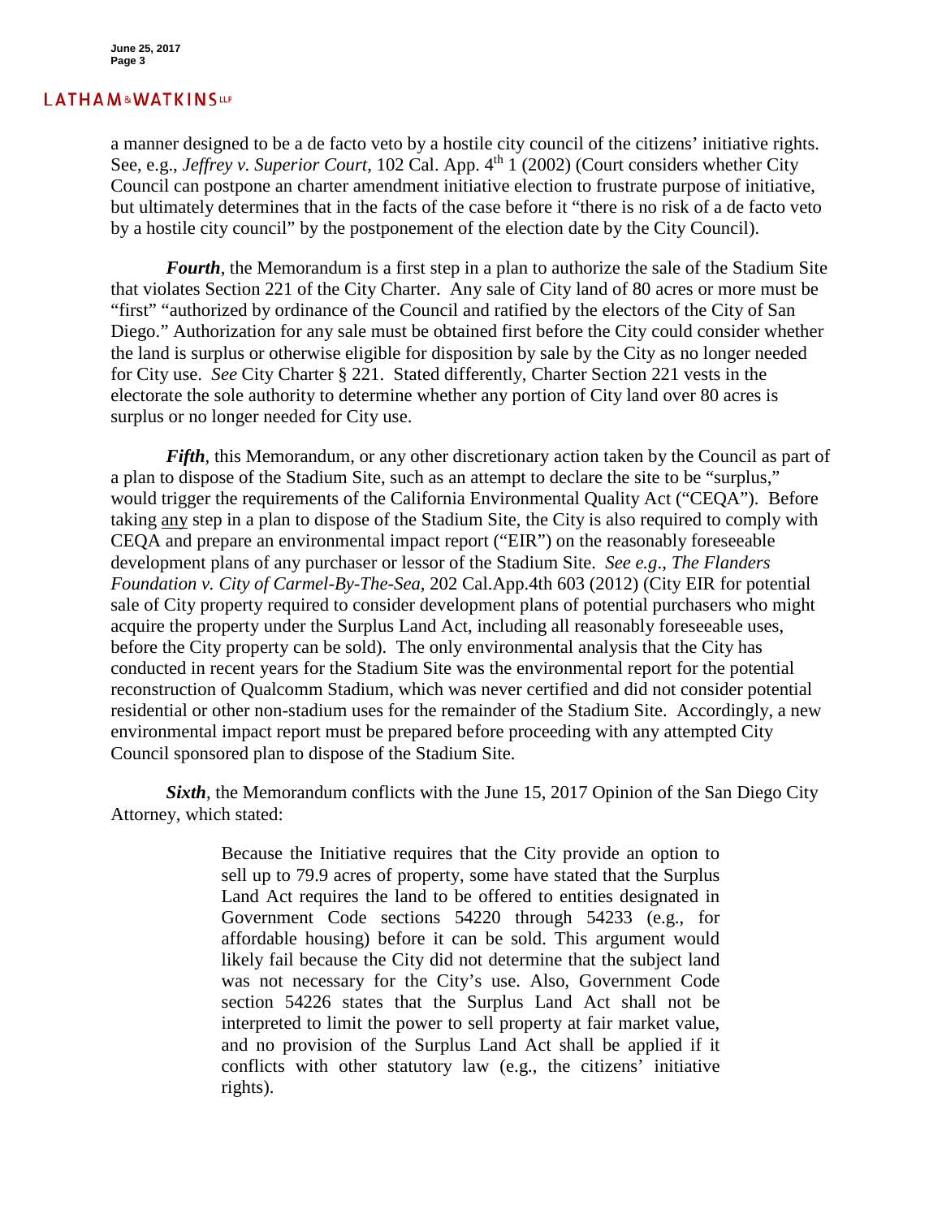a manner designed to be a de facto veto by a hostile city council of the citizens' initiative rights. See, e.g., *Jeffrey v. Superior Court*, 102 Cal. App. 4th 1 (2002) (Court considers whether City Council can postpone an charter amendment initiative election to frustrate purpose of initiative, but ultimately determines that in the facts of the case before it "there is no risk of a de facto veto by a hostile city council" by the postponement of the election date by the City Council).

***Fourth***, the Memorandum is a first step in a plan to authorize the sale of the Stadium Site that violates Section 221 of the City Charter. Any sale of City land of 80 acres or more must be "first" "authorized by ordinance of the Council and ratified by the electors of the City of San Diego." Authorization for any sale must be obtained first before the City could consider whether the land is surplus or otherwise eligible for disposition by sale by the City as no longer needed for City use. *See* City Charter § 221. Stated differently, Charter Section 221 vests in the electorate the sole authority to determine whether any portion of City land over 80 acres is surplus or no longer needed for City use.

***Fifth***, this Memorandum, or any other discretionary action taken by the Council as part of a plan to dispose of the Stadium Site, such as an attempt to declare the site to be "surplus," would trigger the requirements of the California Environmental Quality Act ("CEQA"). Before taking <u>any</u> step in a plan to dispose of the Stadium Site, the City is also required to comply with CEQA and prepare an environmental impact report ("EIR") on the reasonably foreseeable development plans of any purchaser or lessor of the Stadium Site. *See e.g*., *The Flanders Foundation v. City of Carmel-By-The-Sea*, 202 Cal.App.4th 603 (2012) (City EIR for potential sale of City property required to consider development plans of potential purchasers who might acquire the property under the Surplus Land Act, including all reasonably foreseeable uses, before the City property can be sold). The only environmental analysis that the City has conducted in recent years for the Stadium Site was the environmental report for the potential reconstruction of Qualcomm Stadium, which was never certified and did not consider potential residential or other non-stadium uses for the remainder of the Stadium Site. Accordingly, a new environmental impact report must be prepared before proceeding with any attempted City Council sponsored plan to dispose of the Stadium Site.

***Sixth***, the Memorandum conflicts with the June 15, 2017 Opinion of the San Diego City Attorney, which stated:

> Because the Initiative requires that the City provide an option to sell up to 79.9 acres of property, some have stated that the Surplus Land Act requires the land to be offered to entities designated in Government Code sections 54220 through 54233 (e.g., for affordable housing) before it can be sold. This argument would likely fail because the City did not determine that the subject land was not necessary for the City's use. Also, Government Code section 54226 states that the Surplus Land Act shall not be interpreted to limit the power to sell property at fair market value, and no provision of the Surplus Land Act shall be applied if it conflicts with other statutory law (e.g., the citizens' initiative rights).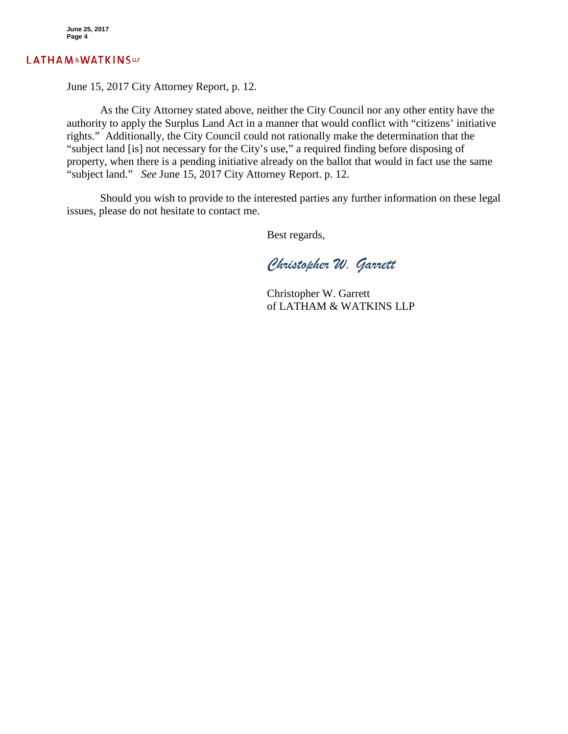June 15, 2017 City Attorney Report, p. 12.

As the City Attorney stated above, neither the City Council nor any other entity have the authority to apply the Surplus Land Act in a manner that would conflict with "citizens' initiative rights." Additionally, the City Council could not rationally make the determination that the "subject land [is] not necessary for the City's use," a required finding before disposing of property, when there is a pending initiative already on the ballot that would in fact use the same "subject land." *See* June 15, 2017 City Attorney Report. p. 12.

Should you wish to provide to the interested parties any further information on these legal issues, please do not hesitate to contact me.

Best regards,

*Christopher W. Garrett*

Christopher W. Garrett
of LATHAM & WATKINS LLP